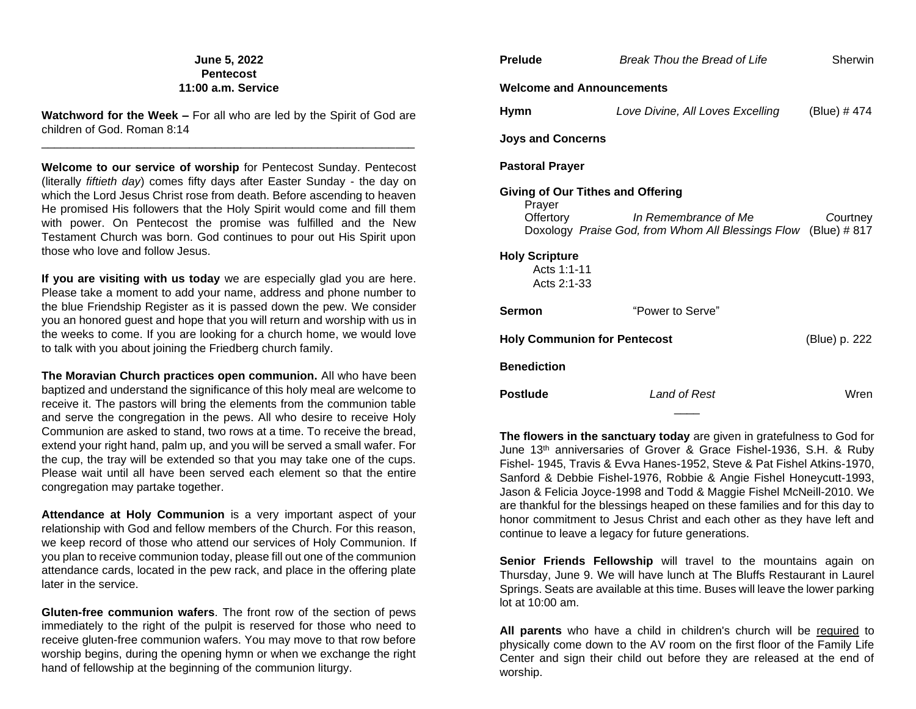**June 5, 2022**
**Pentecost**
**11:00 a.m. Service**

**Watchword for the Week –** For all who are led by the Spirit of God are children of God. Roman 8:14

---

**Welcome to our service of worship** for Pentecost Sunday. Pentecost (literally *fiftieth day*) comes fifty days after Easter Sunday - the day on which the Lord Jesus Christ rose from death. Before ascending to heaven He promised His followers that the Holy Spirit would come and fill them with power. On Pentecost the promise was fulfilled and the New Testament Church was born. God continues to pour out His Spirit upon those who love and follow Jesus.

**If you are visiting with us today** we are especially glad you are here. Please take a moment to add your name, address and phone number to the blue Friendship Register as it is passed down the pew. We consider you an honored guest and hope that you will return and worship with us in the weeks to come. If you are looking for a church home, we would love to talk with you about joining the Friedberg church family.

**The Moravian Church practices open communion.** All who have been baptized and understand the significance of this holy meal are welcome to receive it. The pastors will bring the elements from the communion table and serve the congregation in the pews. All who desire to receive Holy Communion are asked to stand, two rows at a time. To receive the bread, extend your right hand, palm up, and you will be served a small wafer. For the cup, the tray will be extended so that you may take one of the cups. Please wait until all have been served each element so that the entire congregation may partake together.

**Attendance at Holy Communion** is a very important aspect of your relationship with God and fellow members of the Church. For this reason, we keep record of those who attend our services of Holy Communion. If you plan to receive communion today, please fill out one of the communion attendance cards, located in the pew rack, and place in the offering plate later in the service.

**Gluten-free communion wafers**. The front row of the section of pews immediately to the right of the pulpit is reserved for those who need to receive gluten-free communion wafers. You may move to that row before worship begins, during the opening hymn or when we exchange the right hand of fellowship at the beginning of the communion liturgy.

**Prelude** *Break Thou the Bread of Life* Sherwin

**Welcome and Announcements**

**Hymn** *Love Divine, All Loves Excelling* (Blue) # 474

**Joys and Concerns**

**Pastoral Prayer**

**Giving of Our Tithes and Offering**
Prayer
Offertory *In Remembrance of Me* Courtney
Doxology *Praise God, from Whom All Blessings Flow* (Blue) # 817

**Holy Scripture**
Acts 1:1-11
Acts 2:1-33

**Sermon** "Power to Serve"

**Holy Communion for Pentecost** (Blue) p. 222

**Benediction**

**Postlude** *Land of Rest* Wren

____

**The flowers in the sanctuary today** are given in gratefulness to God for June 13th anniversaries of Grover & Grace Fishel-1936, S.H. & Ruby Fishel- 1945, Travis & Evva Hanes-1952, Steve & Pat Fishel Atkins-1970, Sanford & Debbie Fishel-1976, Robbie & Angie Fishel Honeycutt-1993, Jason & Felicia Joyce-1998 and Todd & Maggie Fishel McNeill-2010. We are thankful for the blessings heaped on these families and for this day to honor commitment to Jesus Christ and each other as they have left and continue to leave a legacy for future generations.

**Senior Friends Fellowship** will travel to the mountains again on Thursday, June 9. We will have lunch at The Bluffs Restaurant in Laurel Springs. Seats are available at this time. Buses will leave the lower parking lot at 10:00 am.

**All parents** who have a child in children's church will be required to physically come down to the AV room on the first floor of the Family Life Center and sign their child out before they are released at the end of worship.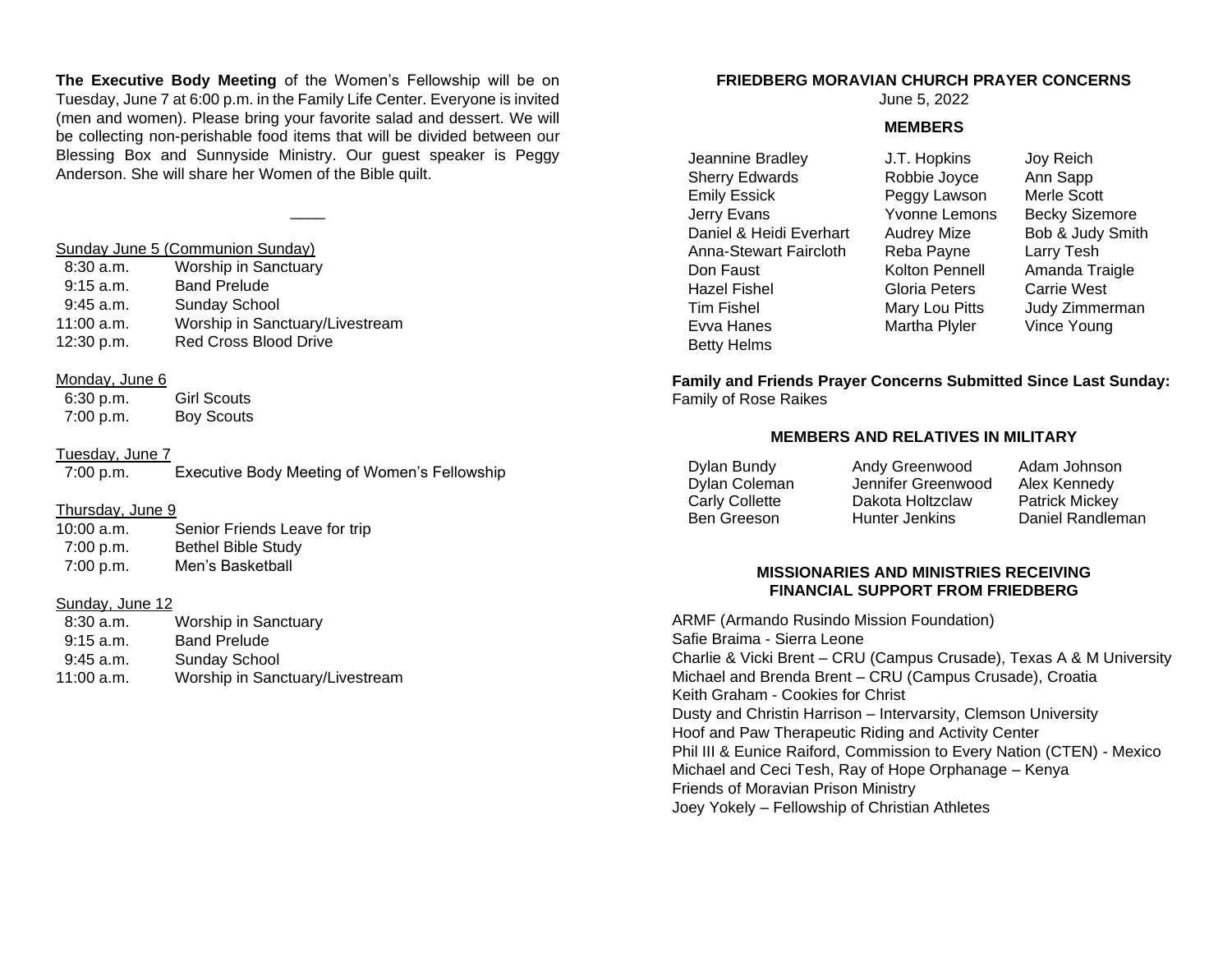**The Executive Body Meeting** of the Women's Fellowship will be on Tuesday, June 7 at 6:00 p.m. in the Family Life Center. Everyone is invited (men and women). Please bring your favorite salad and dessert. We will be collecting non-perishable food items that will be divided between our Blessing Box and Sunnyside Ministry. Our guest speaker is Peggy Anderson. She will share her Women of the Bible quilt.

____

Sunday June 5 (Communion Sunday)

| | |
|---|---|
| 8:30 a.m. | Worship in Sanctuary |
| 9:15 a.m. | Band Prelude |
| 9:45 a.m. | Sunday School |
| 11:00 a.m. | Worship in Sanctuary/Livestream |
| 12:30 p.m. | Red Cross Blood Drive |

Monday, June 6

| | |
|---|---|
| 6:30 p.m. | Girl Scouts |
| 7:00 p.m. | Boy Scouts |

Tuesday, June 7

| | |
|---|---|
| 7:00 p.m. | Executive Body Meeting of Women's Fellowship |

Thursday, June 9

| | |
|---|---|
| 10:00 a.m. | Senior Friends Leave for trip |
| 7:00 p.m. | Bethel Bible Study |
| 7:00 p.m. | Men's Basketball |

Sunday, June 12

| | |
|---|---|
| 8:30 a.m. | Worship in Sanctuary |
| 9:15 a.m. | Band Prelude |
| 9:45 a.m. | Sunday School |
| 11:00 a.m. | Worship in Sanctuary/Livestream |

## FRIEDBERG MORAVIAN CHURCH PRAYER CONCERNS

June 5, 2022

### MEMBERS

| | | |
|---|---|---|
| Jeannine Bradley | J.T. Hopkins | Joy Reich |
| Sherry Edwards | Robbie Joyce | Ann Sapp |
| Emily Essick | Peggy Lawson | Merle Scott |
| Jerry Evans | Yvonne Lemons | Becky Sizemore |
| Daniel & Heidi Everhart | Audrey Mize | Bob & Judy Smith |
| Anna-Stewart Faircloth | Reba Payne | Larry Tesh |
| Don Faust | Kolton Pennell | Amanda Traigle |
| Hazel Fishel | Gloria Peters | Carrie West |
| Tim Fishel | Mary Lou Pitts | Judy Zimmerman |
| Evva Hanes | Martha Plyler | Vince Young |
| Betty Helms | | |

**Family and Friends Prayer Concerns Submitted Since Last Sunday:**
Family of Rose Raikes

### MEMBERS AND RELATIVES IN MILITARY

| | | |
|---|---|---|
| Dylan Bundy | Andy Greenwood | Adam Johnson |
| Dylan Coleman | Jennifer Greenwood | Alex Kennedy |
| Carly Collette | Dakota Holtzclaw | Patrick Mickey |
| Ben Greeson | Hunter Jenkins | Daniel Randleman |

### MISSIONARIES AND MINISTRIES RECEIVING FINANCIAL SUPPORT FROM FRIEDBERG

ARMF (Armando Rusindo Mission Foundation)
Safie Braima - Sierra Leone
Charlie & Vicki Brent – CRU (Campus Crusade), Texas A & M University
Michael and Brenda Brent – CRU (Campus Crusade), Croatia
Keith Graham - Cookies for Christ
Dusty and Christin Harrison – Intervarsity, Clemson University
Hoof and Paw Therapeutic Riding and Activity Center
Phil III & Eunice Raiford, Commission to Every Nation (CTEN) - Mexico
Michael and Ceci Tesh, Ray of Hope Orphanage – Kenya
Friends of Moravian Prison Ministry
Joey Yokely – Fellowship of Christian Athletes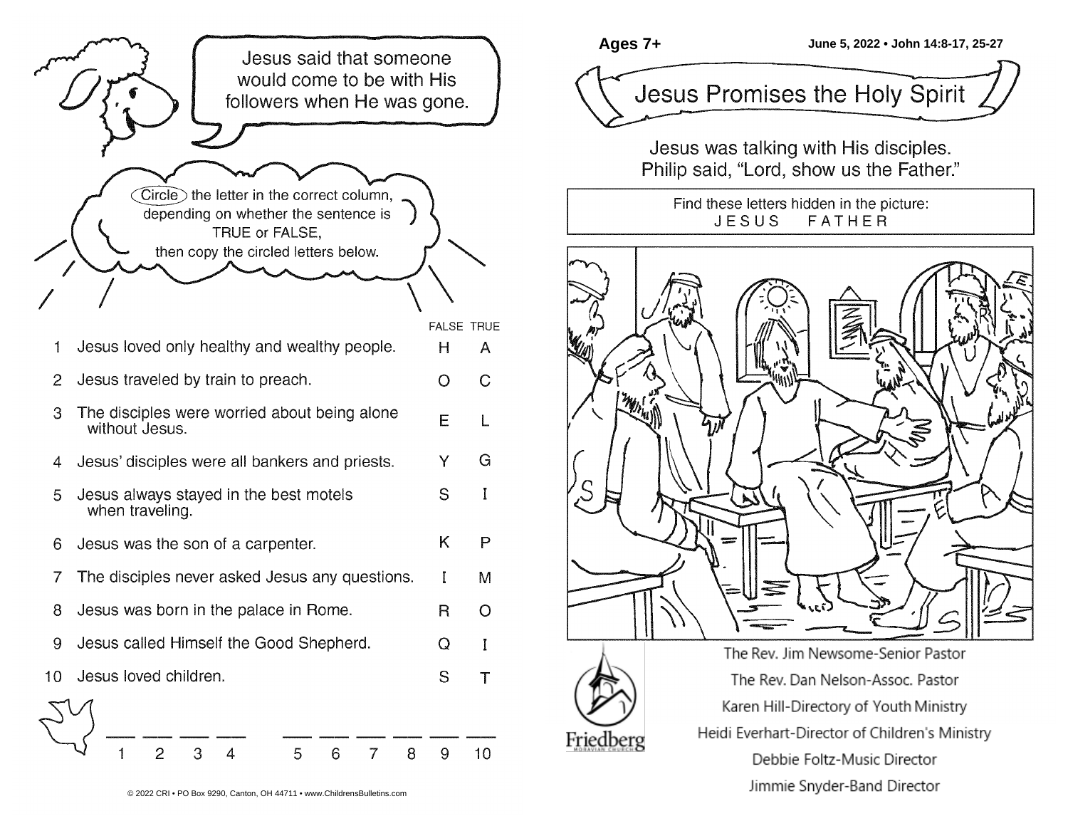Jesus said that someone would come to be with His followers when He was gone.

Circle the letter in the correct column, depending on whether the sentence is TRUE or FALSE, then copy the circled letters below.

| | | FALSE | TRUE |
|---|---|---|---|
| 1 | Jesus loved only healthy and wealthy people. | H | A |
| 2 | Jesus traveled by train to preach. | O | C |
| 3 | The disciples were worried about being alone without Jesus. | E | L |
| 4 | Jesus' disciples were all bankers and priests. | Y | G |
| 5 | Jesus always stayed in the best motels when traveling. | S | I |
| 6 | Jesus was the son of a carpenter. | K | P |
| 7 | The disciples never asked Jesus any questions. | I | M |
| 8 | Jesus was born in the palace in Rome. | R | O |
| 9 | Jesus called Himself the Good Shepherd. | Q | I |
| 10 | Jesus loved children. | S | T |

___ ___ ___ ___ &nbsp;&nbsp; ___ ___ ___ ___ ___ ___
1 2 3 4 &nbsp;&nbsp; 5 6 7 8 9 10

© 2022 CRI • PO Box 9290, Canton, OH 44711 • www.ChildrensBulletins.com

Ages 7+

June 5, 2022 • John 14:8-17, 25-27

# Jesus Promises the Holy Spirit

Jesus was talking with His disciples.
Philip said, "Lord, show us the Father."

Find these letters hidden in the picture:
J E S U S &nbsp;&nbsp; F A T H E R

Friedberg Moravian Church

The Rev. Jim Newsome-Senior Pastor

The Rev. Dan Nelson-Assoc. Pastor

Karen Hill-Directory of Youth Ministry

Heidi Everhart-Director of Children's Ministry

Debbie Foltz-Music Director

Jimmie Snyder-Band Director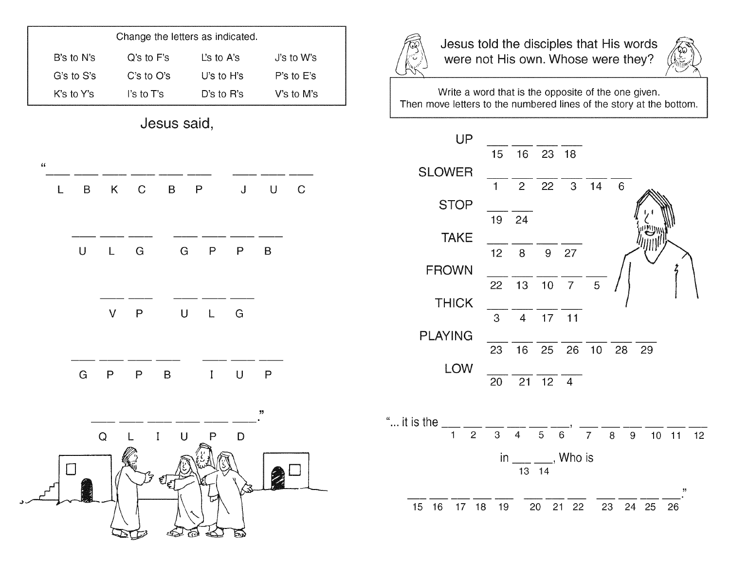Change the letters as indicated.

| | | | |
|---|---|---|---|
| B's to N's | Q's to F's | L's to A's | J's to W's |
| G's to S's | C's to O's | U's to H's | P's to E's |
| K's to Y's | I's to T's | D's to R's | V's to M's |

Jesus said,

"___ ___ ___ ___ ___ ___ &nbsp; ___ ___ ___
L B K C B P &nbsp; J U C

___ ___ ___ &nbsp; ___ ___ ___ ___
U L G &nbsp; G P P B

___ ___ &nbsp; ___ ___ ___
V P &nbsp; U L G

___ ___ ___ ___ &nbsp; ___ ___ ___
G P P B &nbsp; I U P

___ ___ ___ ___ ___ ___."
Q L I U P D

Jesus told the disciples that His words were not His own. Whose were they?

Write a word that is the opposite of the one given.
Then move letters to the numbered lines of the story at the bottom.

UP ___ ___ ___ ___
15 16 23 18

SLOWER ___ ___ ___ ___ ___ ___
1 2 22 3 14 6

STOP ___ ___
19 24

TAKE ___ ___ ___ ___
12 8 9 27

FROWN ___ ___ ___ ___ ___
22 13 10 7 5

THICK ___ ___ ___ ___
3 4 17 11

PLAYING ___ ___ ___ ___ ___ ___ ___
23 16 25 26 10 28 29

LOW ___ ___ ___ ___
20 21 12 4

"... it is the ___ ___ ___ ___ ___ ___, ___ ___ ___ ___ ___ ___
1 2 3 4 5 6, 7 8 9 10 11 12

in ___ ___, Who is
13 14

___ ___ ___ ___ ___ &nbsp; ___ ___ ___ &nbsp; ___ ___ ___ ___."
15 16 17 18 19 &nbsp; 20 21 22 &nbsp; 23 24 25 26